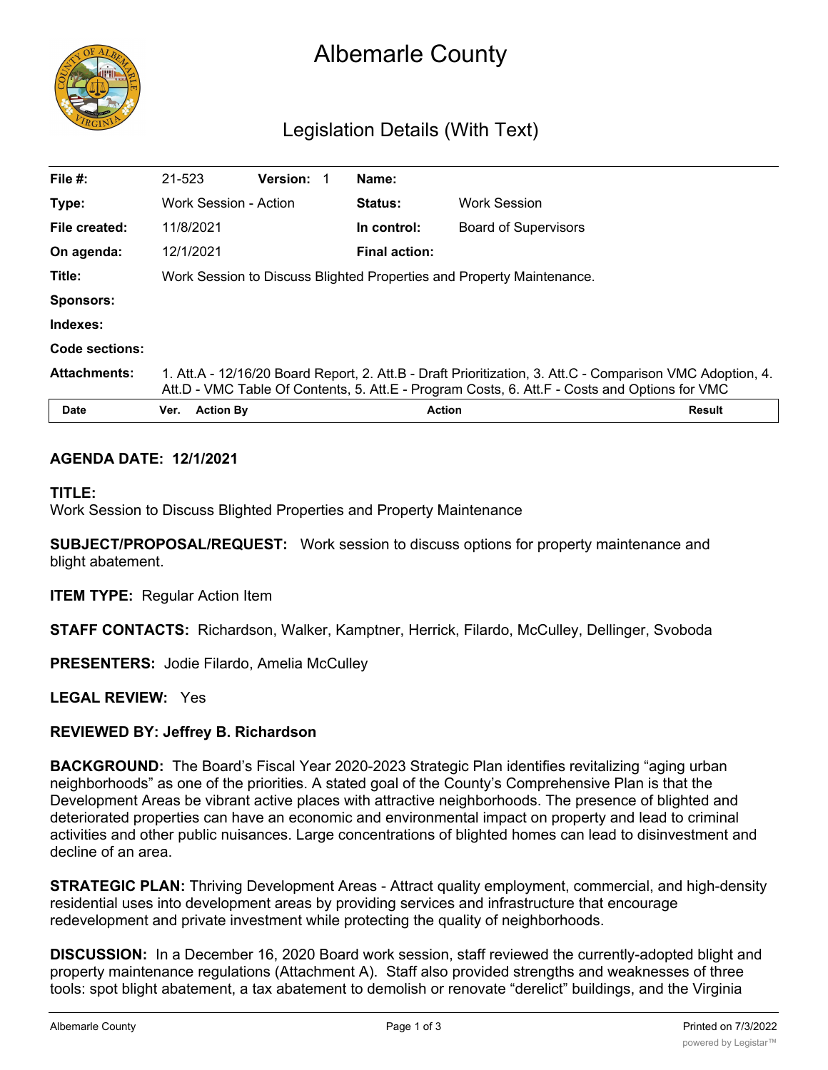# Albemarle County

## Legislation Details (With Text)

| | | | | | |
|---|---|---|---|---|---|
| **File #:** | 21-523 | **Version:** 1 | **Name:** | | |
| **Type:** | Work Session - Action | | **Status:** | Work Session | |
| **File created:** | 11/8/2021 | | **In control:** | Board of Supervisors | |
| **On agenda:** | 12/1/2021 | | **Final action:** | | |
| **Title:** | Work Session to Discuss Blighted Properties and Property Maintenance. | | | | |
| **Sponsors:** | | | | | |
| **Indexes:** | | | | | |
| **Code sections:** | | | | | |
| **Attachments:** | 1. Att.A - 12/16/20 Board Report, 2. Att.B - Draft Prioritization, 3. Att.C - Comparison VMC Adoption, 4. Att.D - VMC Table Of Contents, 5. Att.E - Program Costs, 6. Att.F - Costs and Options for VMC | | | | |

| Date | Ver. | Action By | Action | Result |
|---|---|---|---|---|

**AGENDA DATE: 12/1/2021**

**TITLE:**
Work Session to Discuss Blighted Properties and Property Maintenance

**SUBJECT/PROPOSAL/REQUEST:** Work session to discuss options for property maintenance and blight abatement.

**ITEM TYPE:** Regular Action Item

**STAFF CONTACTS:** Richardson, Walker, Kamptner, Herrick, Filardo, McCulley, Dellinger, Svoboda

**PRESENTERS:** Jodie Filardo, Amelia McCulley

**LEGAL REVIEW:** Yes

**REVIEWED BY: Jeffrey B. Richardson**

**BACKGROUND:** The Board's Fiscal Year 2020-2023 Strategic Plan identifies revitalizing "aging urban neighborhoods" as one of the priorities. A stated goal of the County's Comprehensive Plan is that the Development Areas be vibrant active places with attractive neighborhoods. The presence of blighted and deteriorated properties can have an economic and environmental impact on property and lead to criminal activities and other public nuisances. Large concentrations of blighted homes can lead to disinvestment and decline of an area.

**STRATEGIC PLAN:** Thriving Development Areas - Attract quality employment, commercial, and high-density residential uses into development areas by providing services and infrastructure that encourage redevelopment and private investment while protecting the quality of neighborhoods.

**DISCUSSION:** In a December 16, 2020 Board work session, staff reviewed the currently-adopted blight and property maintenance regulations (Attachment A). Staff also provided strengths and weaknesses of three tools: spot blight abatement, a tax abatement to demolish or renovate "derelict" buildings, and the Virginia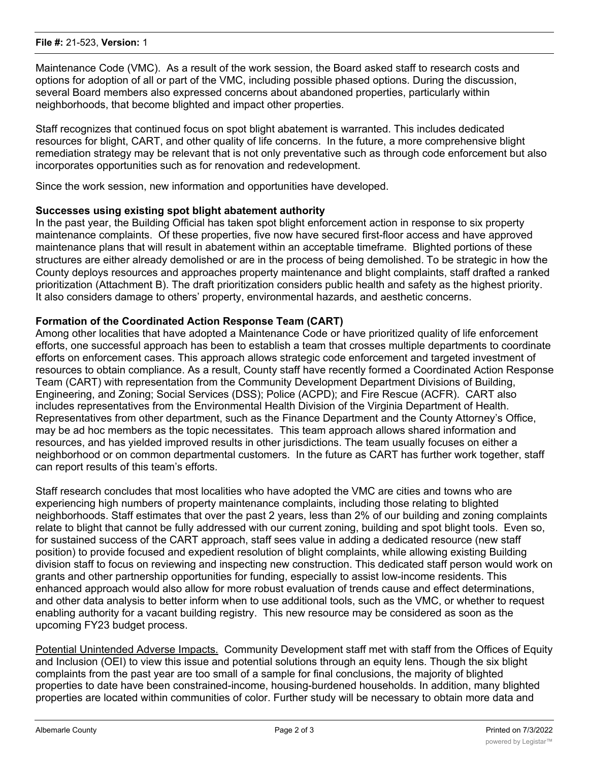Maintenance Code (VMC). As a result of the work session, the Board asked staff to research costs and options for adoption of all or part of the VMC, including possible phased options. During the discussion, several Board members also expressed concerns about abandoned properties, particularly within neighborhoods, that become blighted and impact other properties.

Staff recognizes that continued focus on spot blight abatement is warranted. This includes dedicated resources for blight, CART, and other quality of life concerns. In the future, a more comprehensive blight remediation strategy may be relevant that is not only preventative such as through code enforcement but also incorporates opportunities such as for renovation and redevelopment.

Since the work session, new information and opportunities have developed.

**Successes using existing spot blight abatement authority**
In the past year, the Building Official has taken spot blight enforcement action in response to six property maintenance complaints. Of these properties, five now have secured first-floor access and have approved maintenance plans that will result in abatement within an acceptable timeframe. Blighted portions of these structures are either already demolished or are in the process of being demolished. To be strategic in how the County deploys resources and approaches property maintenance and blight complaints, staff drafted a ranked prioritization (Attachment B). The draft prioritization considers public health and safety as the highest priority. It also considers damage to others' property, environmental hazards, and aesthetic concerns.

**Formation of the Coordinated Action Response Team (CART)**
Among other localities that have adopted a Maintenance Code or have prioritized quality of life enforcement efforts, one successful approach has been to establish a team that crosses multiple departments to coordinate efforts on enforcement cases. This approach allows strategic code enforcement and targeted investment of resources to obtain compliance. As a result, County staff have recently formed a Coordinated Action Response Team (CART) with representation from the Community Development Department Divisions of Building, Engineering, and Zoning; Social Services (DSS); Police (ACPD); and Fire Rescue (ACFR). CART also includes representatives from the Environmental Health Division of the Virginia Department of Health. Representatives from other department, such as the Finance Department and the County Attorney's Office, may be ad hoc members as the topic necessitates. This team approach allows shared information and resources, and has yielded improved results in other jurisdictions. The team usually focuses on either a neighborhood or on common departmental customers. In the future as CART has further work together, staff can report results of this team's efforts.

Staff research concludes that most localities who have adopted the VMC are cities and towns who are experiencing high numbers of property maintenance complaints, including those relating to blighted neighborhoods. Staff estimates that over the past 2 years, less than 2% of our building and zoning complaints relate to blight that cannot be fully addressed with our current zoning, building and spot blight tools. Even so, for sustained success of the CART approach, staff sees value in adding a dedicated resource (new staff position) to provide focused and expedient resolution of blight complaints, while allowing existing Building division staff to focus on reviewing and inspecting new construction. This dedicated staff person would work on grants and other partnership opportunities for funding, especially to assist low-income residents. This enhanced approach would also allow for more robust evaluation of trends cause and effect determinations, and other data analysis to better inform when to use additional tools, such as the VMC, or whether to request enabling authority for a vacant building registry. This new resource may be considered as soon as the upcoming FY23 budget process.

<u>Potential Unintended Adverse Impacts.</u> Community Development staff met with staff from the Offices of Equity and Inclusion (OEI) to view this issue and potential solutions through an equity lens. Though the six blight complaints from the past year are too small of a sample for final conclusions, the majority of blighted properties to date have been constrained-income, housing-burdened households. In addition, many blighted properties are located within communities of color. Further study will be necessary to obtain more data and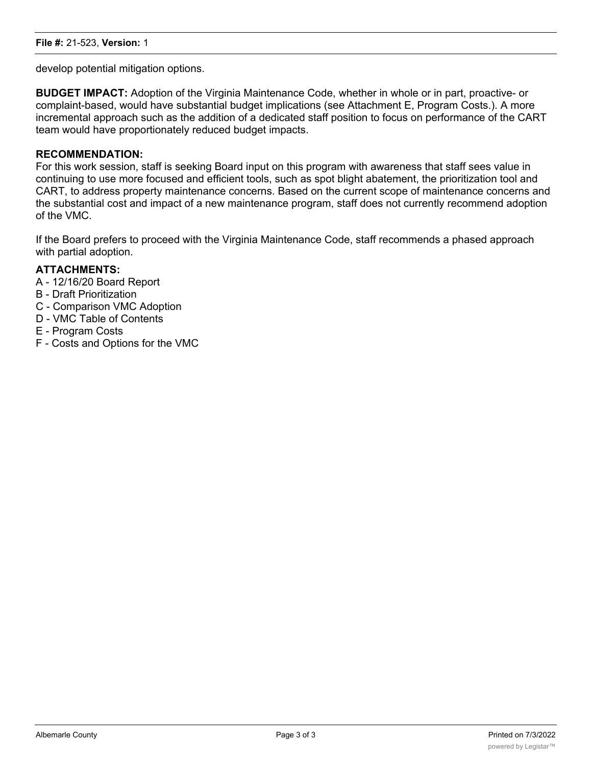develop potential mitigation options.

**BUDGET IMPACT:** Adoption of the Virginia Maintenance Code, whether in whole or in part, proactive- or complaint-based, would have substantial budget implications (see Attachment E, Program Costs.). A more incremental approach such as the addition of a dedicated staff position to focus on performance of the CART team would have proportionately reduced budget impacts.

**RECOMMENDATION:**
For this work session, staff is seeking Board input on this program with awareness that staff sees value in continuing to use more focused and efficient tools, such as spot blight abatement, the prioritization tool and CART, to address property maintenance concerns. Based on the current scope of maintenance concerns and the substantial cost and impact of a new maintenance program, staff does not currently recommend adoption of the VMC.

If the Board prefers to proceed with the Virginia Maintenance Code, staff recommends a phased approach with partial adoption.

**ATTACHMENTS:**
A - 12/16/20 Board Report
B - Draft Prioritization
C - Comparison VMC Adoption
D - VMC Table of Contents
E - Program Costs
F - Costs and Options for the VMC